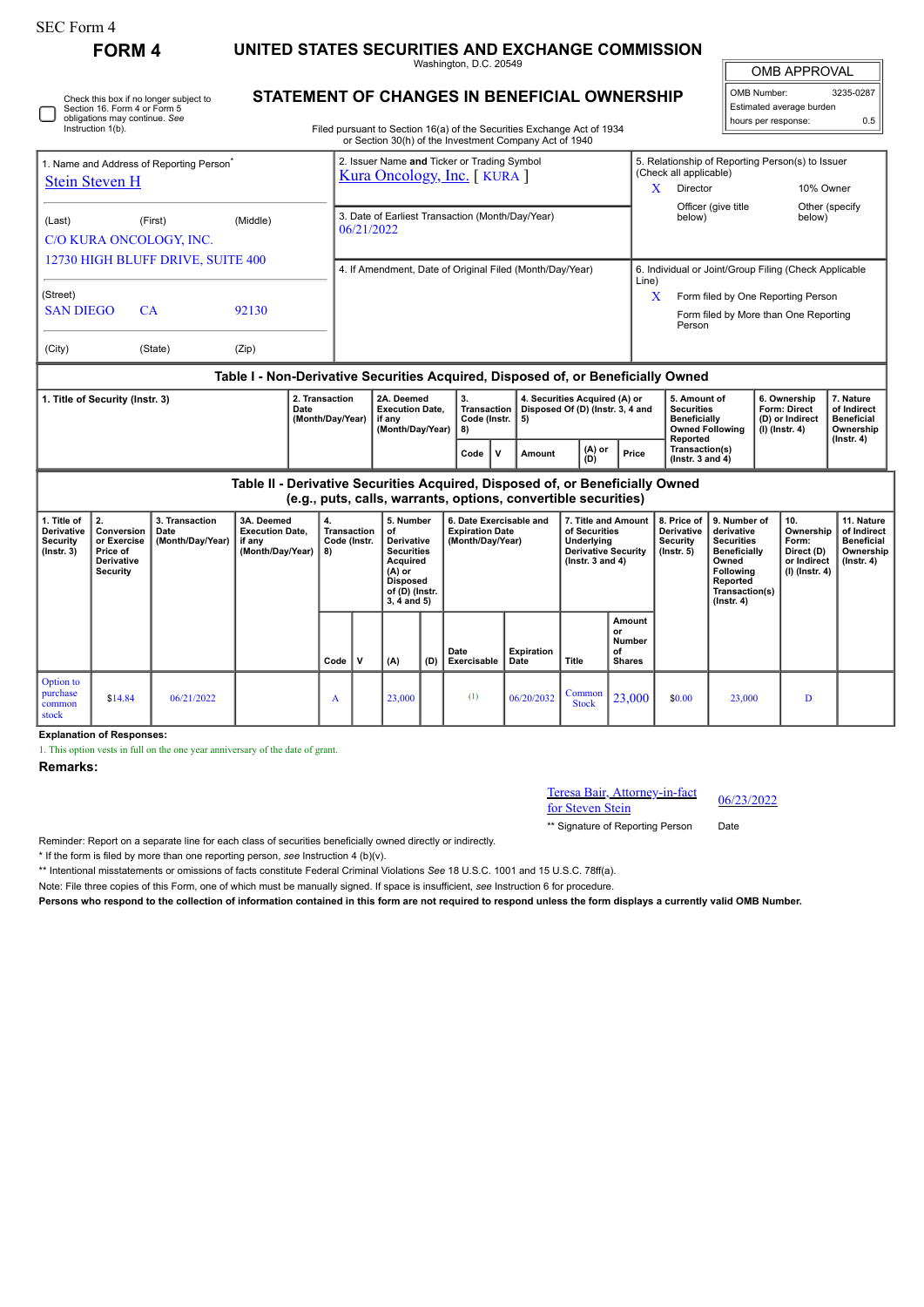SEC Form 4

# FORM 4

# UNITED STATES SECURITIES AND EXCHANGE COMMISSION

Washington, D.C. 20549

## STATEMENT OF CHANGES IN BENEFICIAL OWNERSHIP

Filed pursuant to Section 16(a) of the Securities Exchange Act of 1934 or Section 30(h) of the Investment Company Act of 1940

| OMB APPROVAL | |
|---|---|
| OMB Number: | 3235-0287 |
| Estimated average burden | |
| hours per response: | 0.5 |

☐ Check this box if no longer subject to Section 16. Form 4 or Form 5 obligations may continue. *See* Instruction 1(b).

**1. Name and Address of Reporting Person***

Stein Steven H

(Last) (First) (Middle)

C/O KURA ONCOLOGY, INC.

12730 HIGH BLUFF DRIVE, SUITE 400

(Street)

SAN DIEGO CA 92130

(City) (State) (Zip)

**2. Issuer Name and Ticker or Trading Symbol**

Kura Oncology, Inc. [ KURA ]

**3. Date of Earliest Transaction (Month/Day/Year)**

06/21/2022

**4. If Amendment, Date of Original Filed (Month/Day/Year)**

**5. Relationship of Reporting Person(s) to Issuer (Check all applicable)**

X Director

10% Owner

Officer (give title below)

Other (specify below)

**6. Individual or Joint/Group Filing (Check Applicable Line)**

X Form filed by One Reporting Person

Form filed by More than One Reporting Person

### Table I - Non-Derivative Securities Acquired, Disposed of, or Beneficially Owned

| 1. Title of Security (Instr. 3) | 2. Transaction Date (Month/Day/Year) | 2A. Deemed Execution Date, if any (Month/Day/Year) | 3. Transaction Code (Instr. 8) | | 4. Securities Acquired (A) or Disposed Of (D) (Instr. 3, 4 and 5) | | | 5. Amount of Securities Beneficially Owned Following Reported Transaction(s) (Instr. 3 and 4) | 6. Ownership Form: Direct (D) or Indirect (I) (Instr. 4) | 7. Nature of Indirect Beneficial Ownership (Instr. 4) |
|---|---|---|---|---|---|---|---|---|---|---|
| | | | Code | V | Amount | (A) or (D) | Price | | | |

### Table II - Derivative Securities Acquired, Disposed of, or Beneficially Owned (e.g., puts, calls, warrants, options, convertible securities)

| 1. Title of Derivative Security (Instr. 3) | 2. Conversion or Exercise Price of Derivative Security | 3. Transaction Date (Month/Day/Year) | 3A. Deemed Execution Date, if any (Month/Day/Year) | 4. Transaction Code (Instr. 8) | | 5. Number of Derivative Securities Acquired (A) or Disposed of (D) (Instr. 3, 4 and 5) | | 6. Date Exercisable and Expiration Date (Month/Day/Year) | | 7. Title and Amount of Securities Underlying Derivative Security (Instr. 3 and 4) | | 8. Price of Derivative Security (Instr. 5) | 9. Number of derivative Securities Beneficially Owned Following Reported Transaction(s) (Instr. 4) | 10. Ownership Form: Direct (D) or Indirect (I) (Instr. 4) | 11. Nature of Indirect Beneficial Ownership (Instr. 4) |
|---|---|---|---|---|---|---|---|---|---|---|---|---|---|---|---|
| | | | | Code | V | (A) | (D) | Date Exercisable | Expiration Date | Title | Amount or Number of Shares | | | | |
| Option to purchase common stock | $14.84 | 06/21/2022 | | A | | 23,000 | | (1) | 06/20/2032 | Common Stock | 23,000 | $0.00 | 23,000 | D | |

**Explanation of Responses:**

1. This option vests in full on the one year anniversary of the date of grant.

**Remarks:**

Teresa Bair, Attorney-in-fact for Steven Stein — 06/23/2022

** Signature of Reporting Person — Date

Reminder: Report on a separate line for each class of securities beneficially owned directly or indirectly.

* If the form is filed by more than one reporting person, *see* Instruction 4 (b)(v).

** Intentional misstatements or omissions of facts constitute Federal Criminal Violations *See* 18 U.S.C. 1001 and 15 U.S.C. 78ff(a).

Note: File three copies of this Form, one of which must be manually signed. If space is insufficient, *see* Instruction 6 for procedure.

**Persons who respond to the collection of information contained in this form are not required to respond unless the form displays a currently valid OMB Number.**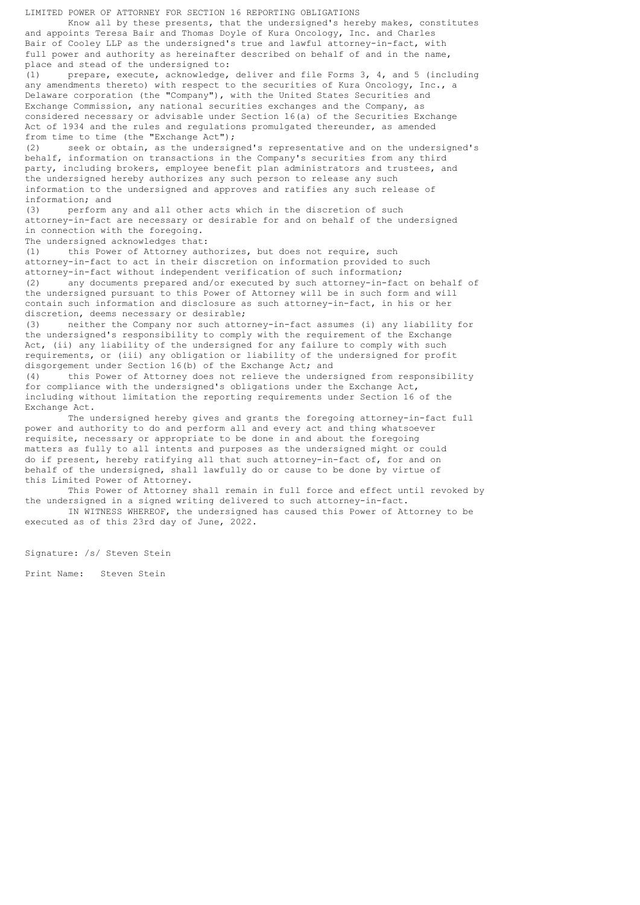# LIMITED POWER OF ATTORNEY FOR SECTION 16 REPORTING OBLIGATIONS

Know all by these presents, that the undersigned's hereby makes, constitutes and appoints Teresa Bair and Thomas Doyle of Kura Oncology, Inc. and Charles Bair of Cooley LLP as the undersigned's true and lawful attorney-in-fact, with full power and authority as hereinafter described on behalf of and in the name, place and stead of the undersigned to:

(1) prepare, execute, acknowledge, deliver and file Forms 3, 4, and 5 (including any amendments thereto) with respect to the securities of Kura Oncology, Inc., a Delaware corporation (the "Company"), with the United States Securities and Exchange Commission, any national securities exchanges and the Company, as considered necessary or advisable under Section 16(a) of the Securities Exchange Act of 1934 and the rules and regulations promulgated thereunder, as amended from time to time (the "Exchange Act");

(2) seek or obtain, as the undersigned's representative and on the undersigned's behalf, information on transactions in the Company's securities from any third party, including brokers, employee benefit plan administrators and trustees, and the undersigned hereby authorizes any such person to release any such information to the undersigned and approves and ratifies any such release of information; and

(3) perform any and all other acts which in the discretion of such attorney-in-fact are necessary or desirable for and on behalf of the undersigned in connection with the foregoing.

The undersigned acknowledges that:

(1) this Power of Attorney authorizes, but does not require, such attorney-in-fact to act in their discretion on information provided to such attorney-in-fact without independent verification of such information;

(2) any documents prepared and/or executed by such attorney-in-fact on behalf of the undersigned pursuant to this Power of Attorney will be in such form and will contain such information and disclosure as such attorney-in-fact, in his or her discretion, deems necessary or desirable;

(3) neither the Company nor such attorney-in-fact assumes (i) any liability for the undersigned's responsibility to comply with the requirement of the Exchange Act, (ii) any liability of the undersigned for any failure to comply with such requirements, or (iii) any obligation or liability of the undersigned for profit disgorgement under Section 16(b) of the Exchange Act; and

(4) this Power of Attorney does not relieve the undersigned from responsibility for compliance with the undersigned's obligations under the Exchange Act, including without limitation the reporting requirements under Section 16 of the Exchange Act.

The undersigned hereby gives and grants the foregoing attorney-in-fact full power and authority to do and perform all and every act and thing whatsoever requisite, necessary or appropriate to be done in and about the foregoing matters as fully to all intents and purposes as the undersigned might or could do if present, hereby ratifying all that such attorney-in-fact of, for and on behalf of the undersigned, shall lawfully do or cause to be done by virtue of this Limited Power of Attorney.

This Power of Attorney shall remain in full force and effect until revoked by the undersigned in a signed writing delivered to such attorney-in-fact.

IN WITNESS WHEREOF, the undersigned has caused this Power of Attorney to be executed as of this 23rd day of June, 2022.

Signature: /s/ Steven Stein

Print Name: Steven Stein